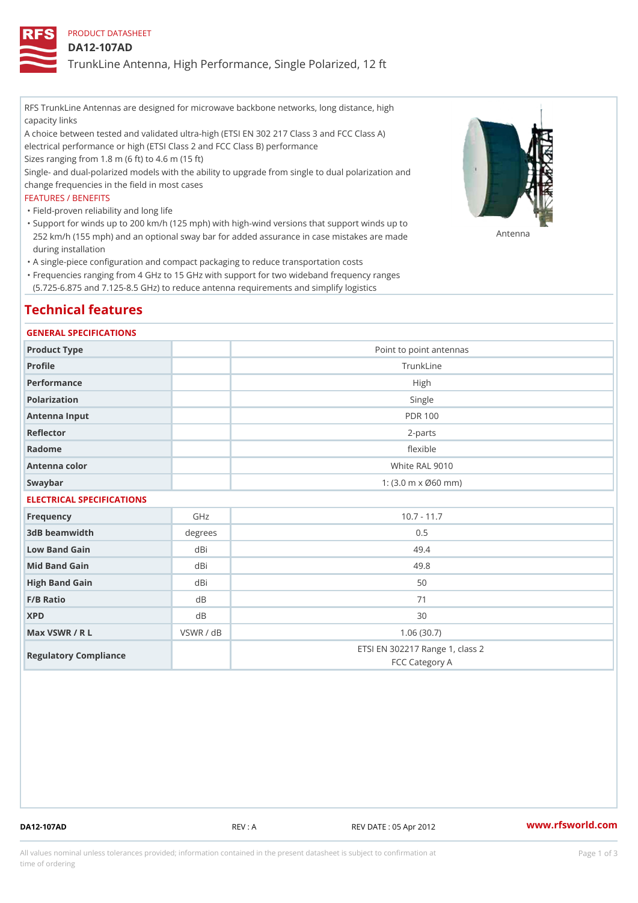PRODUCT DATASHEET

# DA12-107AD

TrunkLine Antenna, High Performance, Single Polarized, 12 ft

RFS TrunkLine Antennas are designed for microwave backbone networks, long distance, high capacity links
A choice between tested and validated ultra-high (ETSI EN 302 217 Class 3 and FCC Class A) electrical performance or high (ETSI Class 2 and FCC Class B) performance
Sizes ranging from 1.8 m (6 ft) to 4.6 m (15 ft)
Single- and dual-polarized models with the ability to upgrade from single to dual polarization and change frequencies in the field in most cases

FEATURES / BENEFITS

- Field-proven reliability and long life
- Support for winds up to 200 km/h (125 mph) with high-wind versions that support winds up to 252 km/h (155 mph) and an optional sway bar for added assurance in case mistakes are made during installation
- A single-piece configuration and compact packaging to reduce transportation costs
- Frequencies ranging from 4 GHz to 15 GHz with support for two wideband frequency ranges (5.725-6.875 and 7.125-8.5 GHz) to reduce antenna requirements and simplify logistics

Antenna

## Technical features

### GENERAL SPECIFICATIONS

| | | |
|---|---|---|
| Product Type | | Point to point antennas |
| Profile | | TrunkLine |
| Performance | | High |
| Polarization | | Single |
| Antenna Input | | PDR 100 |
| Reflector | | 2-parts |
| Radome | | flexible |
| Antenna color | | White RAL 9010 |
| Swaybar | | 1: (3.0 m x Ø60 mm) |

### ELECTRICAL SPECIFICATIONS

| | | |
|---|---|---|
| Frequency | GHz | 10.7 - 11.7 |
| 3dB beamwidth | degrees | 0.5 |
| Low Band Gain | dBi | 49.4 |
| Mid Band Gain | dBi | 49.8 |
| High Band Gain | dBi | 50 |
| F/B Ratio | dB | 71 |
| XPD | dB | 30 |
| Max VSWR / R L | VSWR / dB | 1.06 (30.7) |
| Regulatory Compliance | | ETSI EN 302217 Range 1, class 2<br>FCC Category A |

DA12-107AD REV : A REV DATE : 05 Apr 2012 www.rfsworld.com

All values nominal unless tolerances provided; information contained in the present datasheet is subject to confirmation at time of ordering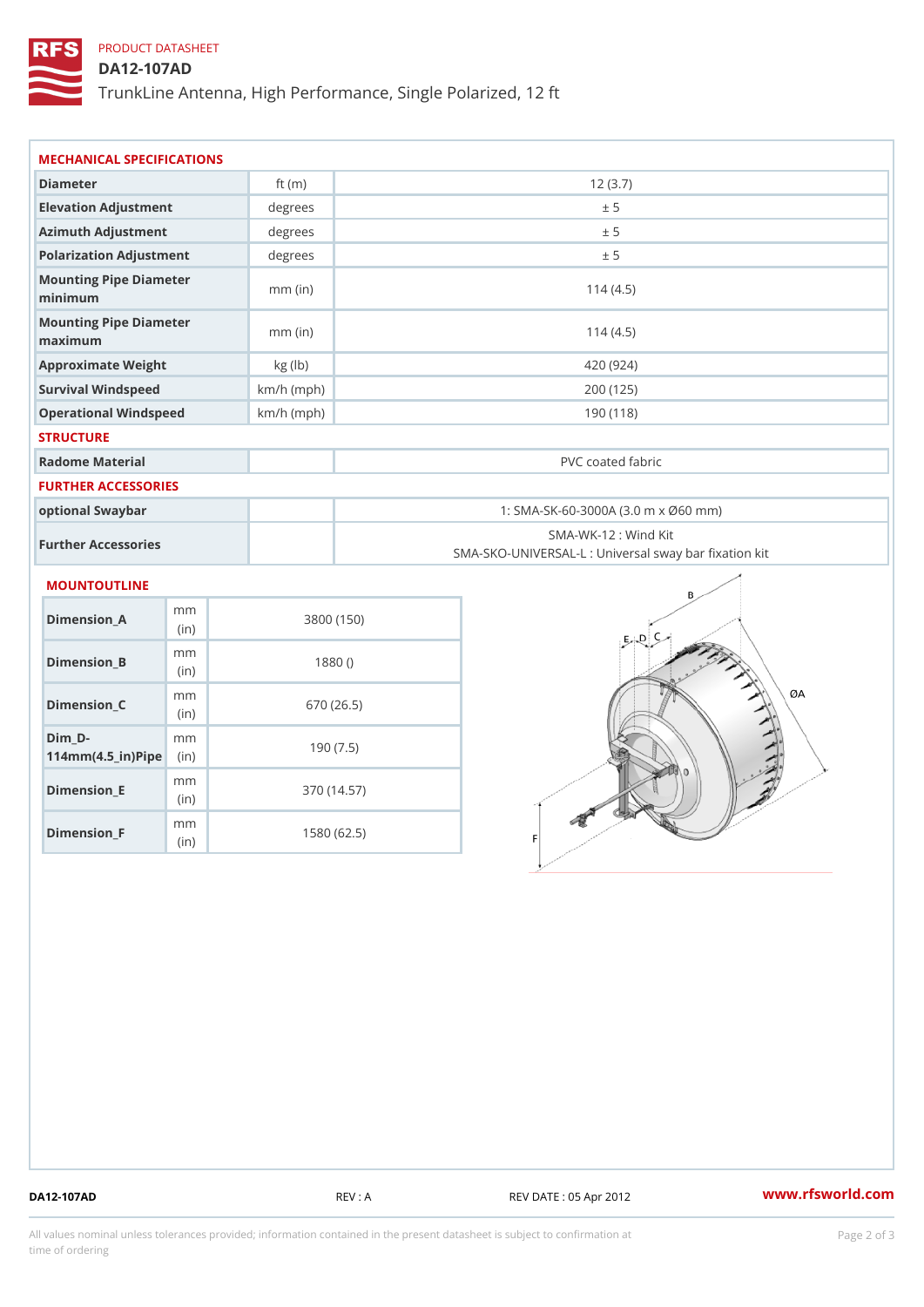PRODUCT DATASHEET

# DA12-107AD

TrunkLine Antenna, High Performance, Single Polarized, 12 ft

## MECHANICAL SPECIFICATIONS

| Diameter | ft (m) | 12 (3.7) |
|---|---|---|
| Elevation Adjustment | degrees | ± 5 |
| Azimuth Adjustment | degrees | ± 5 |
| Polarization Adjustment | degrees | ± 5 |
| Mounting Pipe Diameter minimum | mm (in) | 114 (4.5) |
| Mounting Pipe Diameter maximum | mm (in) | 114 (4.5) |
| Approximate Weight | kg (lb) | 420 (924) |
| Survival Windspeed | km/h (mph) | 200 (125) |
| Operational Windspeed | km/h (mph) | 190 (118) |

## STRUCTURE

| Radome Material | | PVC coated fabric |
|---|---|---|

## FURTHER ACCESSORIES

| optional Swaybar | | 1: SMA-SK-60-3000A (3.0 m x Ø60 mm) |
|---|---|---|
| Further Accessories | | SMA-WK-12 : Wind Kit<br>SMA-SKO-UNIVERSAL-L : Universal sway bar fixation kit |

## MOUNTOUTLINE

| Dimension_A | mm (in) | 3800 (150) |
|---|---|---|
| Dimension_B | mm (in) | 1880 () |
| Dimension_C | mm (in) | 670 (26.5) |
| Dim_D-114mm(4.5_in)Pipe | mm (in) | 190 (7.5) |
| Dimension_E | mm (in) | 370 (14.57) |
| Dimension_F | mm (in) | 1580 (62.5) |

DA12-107AD REV : A REV DATE : 05 Apr 2012 www.rfsworld.com

All values nominal unless tolerances provided; information contained in the present datasheet is subject to confirmation at time of ordering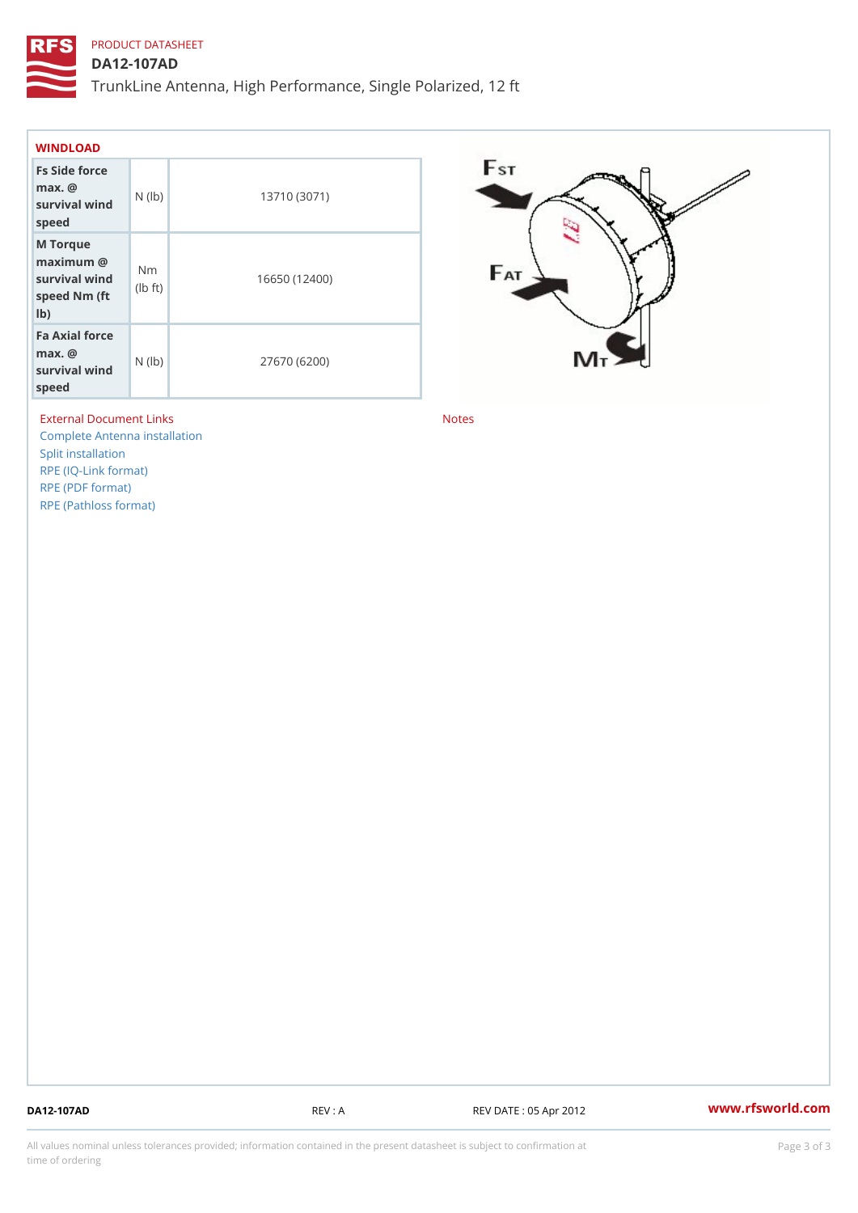PRODUCT DATASHEET

# DA12-107AD

TrunkLine Antenna, High Performance, Single Polarized, 12 ft

## WINDLOAD

| | | |
|---|---|---|
| Fs Side force max. @ survival wind speed | N (lb) | 13710 (3071) |
| M Torque maximum @ survival wind speed Nm (ft lb) | Nm (lb ft) | 16650 (12400) |
| Fa Axial force max. @ survival wind speed | N (lb) | 27670 (6200) |

FST

FAT

MT

External Document Links

- Complete Antenna installation
- Split installation
- RPE (IQ-Link format)
- RPE (PDF format)
- RPE (Pathloss format)

Notes

DA12-107AD REV : A REV DATE : 05 Apr 2012 www.rfsworld.com

All values nominal unless tolerances provided; information contained in the present datasheet is subject to confirmation at time of ordering